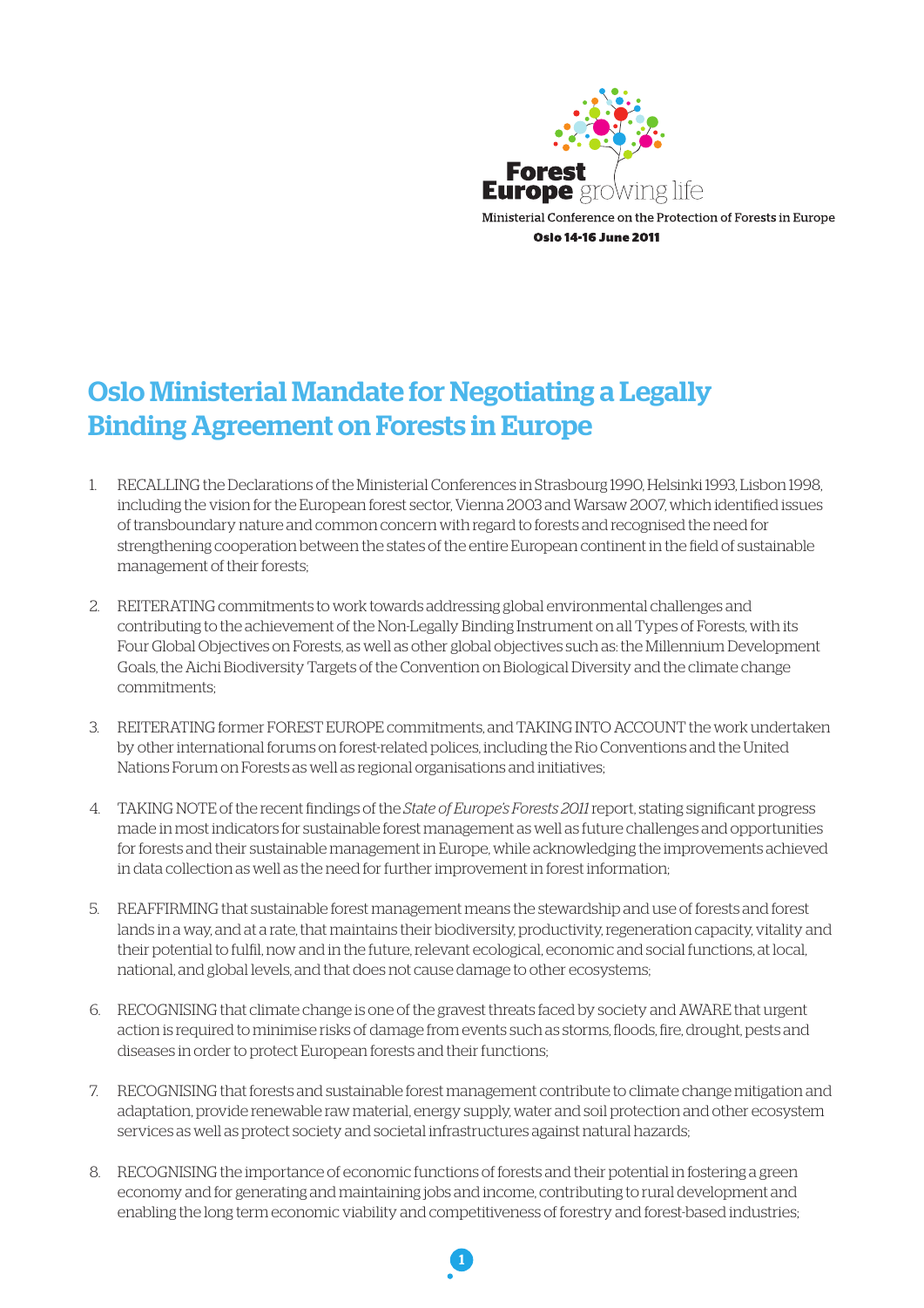Forest Europe growing life

Ministerial Conference on the Protection of Forests in Europe

**Oslo 14-16 June 2011**

# Oslo Ministerial Mandate for Negotiating a Legally Binding Agreement on Forests in Europe

1. RECALLING the Declarations of the Ministerial Conferences in Strasbourg 1990, Helsinki 1993, Lisbon 1998, including the vision for the European forest sector, Vienna 2003 and Warsaw 2007, which identified issues of transboundary nature and common concern with regard to forests and recognised the need for strengthening cooperation between the states of the entire European continent in the field of sustainable management of their forests;

2. REITERATING commitments to work towards addressing global environmental challenges and contributing to the achievement of the Non-Legally Binding Instrument on all Types of Forests, with its Four Global Objectives on Forests, as well as other global objectives such as: the Millennium Development Goals, the Aichi Biodiversity Targets of the Convention on Biological Diversity and the climate change commitments;

3. REITERATING former FOREST EUROPE commitments, and TAKING INTO ACCOUNT the work undertaken by other international forums on forest-related polices, including the Rio Conventions and the United Nations Forum on Forests as well as regional organisations and initiatives;

4. TAKING NOTE of the recent findings of the *State of Europe's Forests 2011* report, stating significant progress made in most indicators for sustainable forest management as well as future challenges and opportunities for forests and their sustainable management in Europe, while acknowledging the improvements achieved in data collection as well as the need for further improvement in forest information;

5. REAFFIRMING that sustainable forest management means the stewardship and use of forests and forest lands in a way, and at a rate, that maintains their biodiversity, productivity, regeneration capacity, vitality and their potential to fulfil, now and in the future, relevant ecological, economic and social functions, at local, national, and global levels, and that does not cause damage to other ecosystems;

6. RECOGNISING that climate change is one of the gravest threats faced by society and AWARE that urgent action is required to minimise risks of damage from events such as storms, floods, fire, drought, pests and diseases in order to protect European forests and their functions;

7. RECOGNISING that forests and sustainable forest management contribute to climate change mitigation and adaptation, provide renewable raw material, energy supply, water and soil protection and other ecosystem services as well as protect society and societal infrastructures against natural hazards;

8. RECOGNISING the importance of economic functions of forests and their potential in fostering a green economy and for generating and maintaining jobs and income, contributing to rural development and enabling the long term economic viability and competitiveness of forestry and forest-based industries;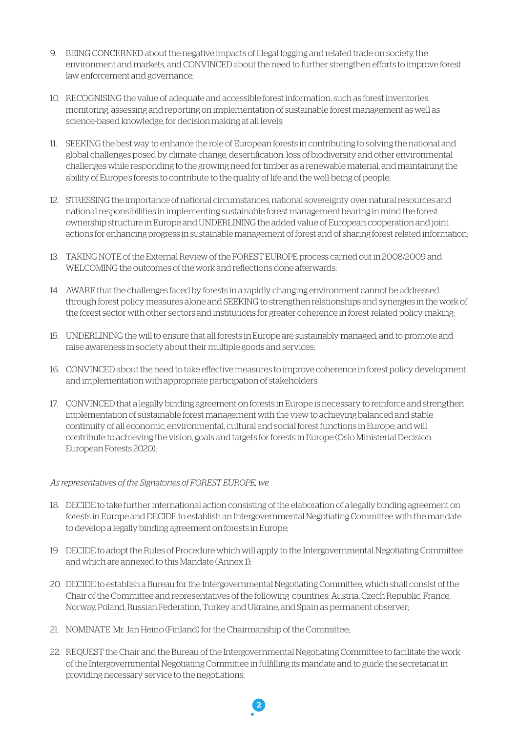9. BEING CONCERNED about the negative impacts of illegal logging and related trade on society, the environment and markets, and CONVINCED about the need to further strengthen efforts to improve forest law enforcement and governance;

10. RECOGNISING the value of adequate and accessible forest information, such as forest inventories, monitoring, assessing and reporting on implementation of sustainable forest management as well as science-based knowledge, for decision making at all levels;

11. SEEKING the best way to enhance the role of European forests in contributing to solving the national and global challenges posed by climate change, desertification, loss of biodiversity and other environmental challenges while responding to the growing need for timber as a renewable material, and maintaining the ability of Europe's forests to contribute to the quality of life and the well-being of people;

12. STRESSING the importance of national circumstances, national sovereignty over natural resources and national responsibilities in implementing sustainable forest management bearing in mind the forest ownership structure in Europe and UNDERLINING the added value of European cooperation and joint actions for enhancing progress in sustainable management of forest and of sharing forest-related information;

13. TAKING NOTE of the External Review of the FOREST EUROPE process carried out in 2008/2009 and WELCOMING the outcomes of the work and reflections done afterwards;

14. AWARE that the challenges faced by forests in a rapidly changing environment cannot be addressed through forest policy measures alone and SEEKING to strengthen relationships and synergies in the work of the forest sector with other sectors and institutions for greater coherence in forest-related policy-making;

15. UNDERLINING the will to ensure that all forests in Europe are sustainably managed, and to promote and raise awareness in society about their multiple goods and services;

16. CONVINCED about the need to take effective measures to improve coherence in forest policy development and implementation with appropriate participation of stakeholders;

17. CONVINCED that a legally binding agreement on forests in Europe is necessary to reinforce and strengthen implementation of sustainable forest management with the view to achieving balanced and stable continuity of all economic, environmental, cultural and social forest functions in Europe, and will contribute to achieving the vision, goals and targets for forests in Europe (Oslo Ministerial Decision: European Forests 2020);

*As representatives of the Signatories of FOREST EUROPE, we*

18. DECIDE to take further international action consisting of the elaboration of a legally binding agreement on forests in Europe and DECIDE to establish an Intergovernmental Negotiating Committee with the mandate to develop a legally binding agreement on forests in Europe;

19. DECIDE to adopt the Rules of Procedure which will apply to the Intergovernmental Negotiating Committee and which are annexed to this Mandate (Annex 1);

20. DECIDE to establish a Bureau for the Intergovernmental Negotiating Committee, which shall consist of the Chair of the Committee and representatives of the following countries: Austria, Czech Republic, France, Norway, Poland, Russian Federation, Turkey and Ukraine, and Spain as permanent observer;

21. NOMINATE Mr. Jan Heino (Finland) for the Chairmanship of the Committee;

22. REQUEST the Chair and the Bureau of the Intergovernmental Negotiating Committee to facilitate the work of the Intergovernmental Negotiating Committee in fulfilling its mandate and to guide the secretariat in providing necessary service to the negotiations;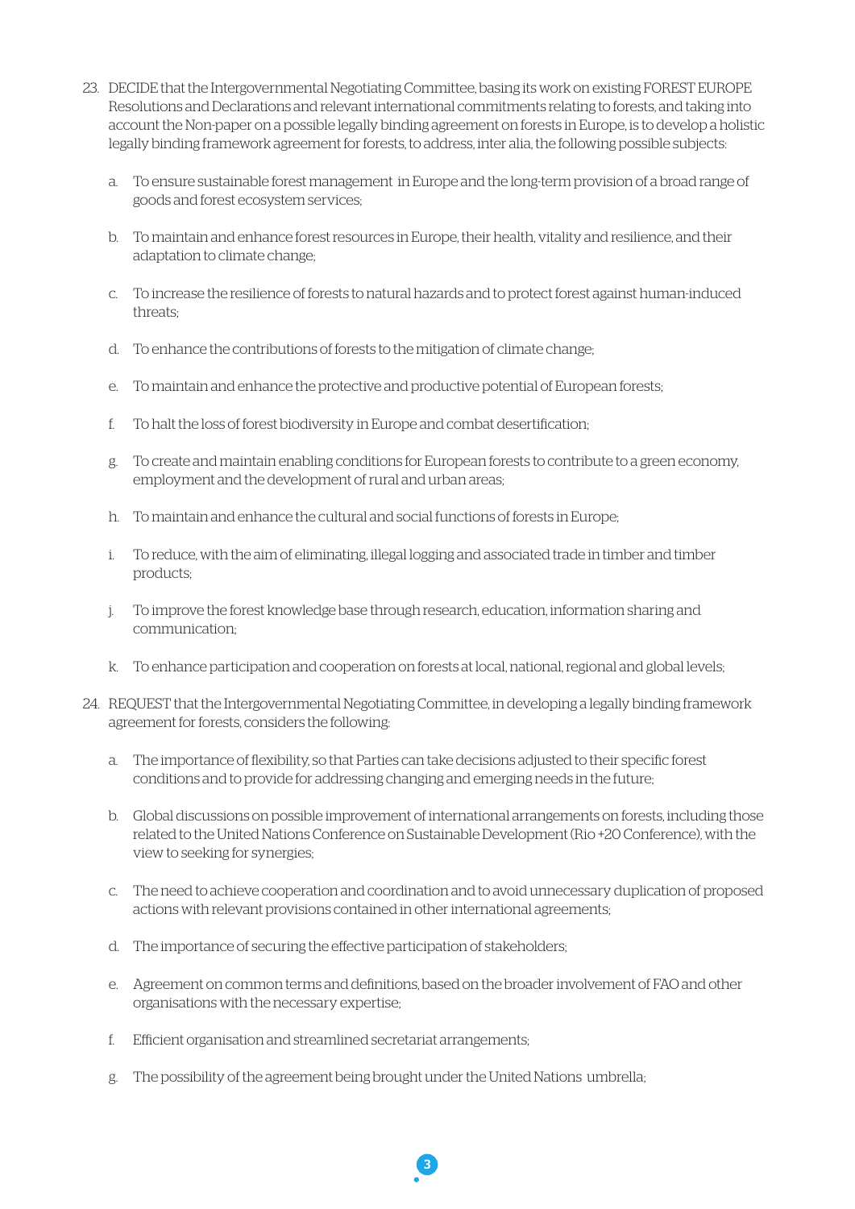23. DECIDE that the Intergovernmental Negotiating Committee, basing its work on existing FOREST EUROPE Resolutions and Declarations and relevant international commitments relating to forests, and taking into account the Non-paper on a possible legally binding agreement on forests in Europe, is to develop a holistic legally binding framework agreement for forests, to address, inter alia, the following possible subjects:

    a. To ensure sustainable forest management in Europe and the long-term provision of a broad range of goods and forest ecosystem services;

    b. To maintain and enhance forest resources in Europe, their health, vitality and resilience, and their adaptation to climate change;

    c. To increase the resilience of forests to natural hazards and to protect forest against human-induced threats;

    d. To enhance the contributions of forests to the mitigation of climate change;

    e. To maintain and enhance the protective and productive potential of European forests;

    f. To halt the loss of forest biodiversity in Europe and combat desertification;

    g. To create and maintain enabling conditions for European forests to contribute to a green economy, employment and the development of rural and urban areas;

    h. To maintain and enhance the cultural and social functions of forests in Europe;

    i. To reduce, with the aim of eliminating, illegal logging and associated trade in timber and timber products;

    j. To improve the forest knowledge base through research, education, information sharing and communication;

    k. To enhance participation and cooperation on forests at local, national, regional and global levels;

24. REQUEST that the Intergovernmental Negotiating Committee, in developing a legally binding framework agreement for forests, considers the following:

    a. The importance of flexibility, so that Parties can take decisions adjusted to their specific forest conditions and to provide for addressing changing and emerging needs in the future;

    b. Global discussions on possible improvement of international arrangements on forests, including those related to the United Nations Conference on Sustainable Development (Rio +20 Conference), with the view to seeking for synergies;

    c. The need to achieve cooperation and coordination and to avoid unnecessary duplication of proposed actions with relevant provisions contained in other international agreements;

    d. The importance of securing the effective participation of stakeholders;

    e. Agreement on common terms and definitions, based on the broader involvement of FAO and other organisations with the necessary expertise;

    f. Efficient organisation and streamlined secretariat arrangements;

    g. The possibility of the agreement being brought under the United Nations umbrella;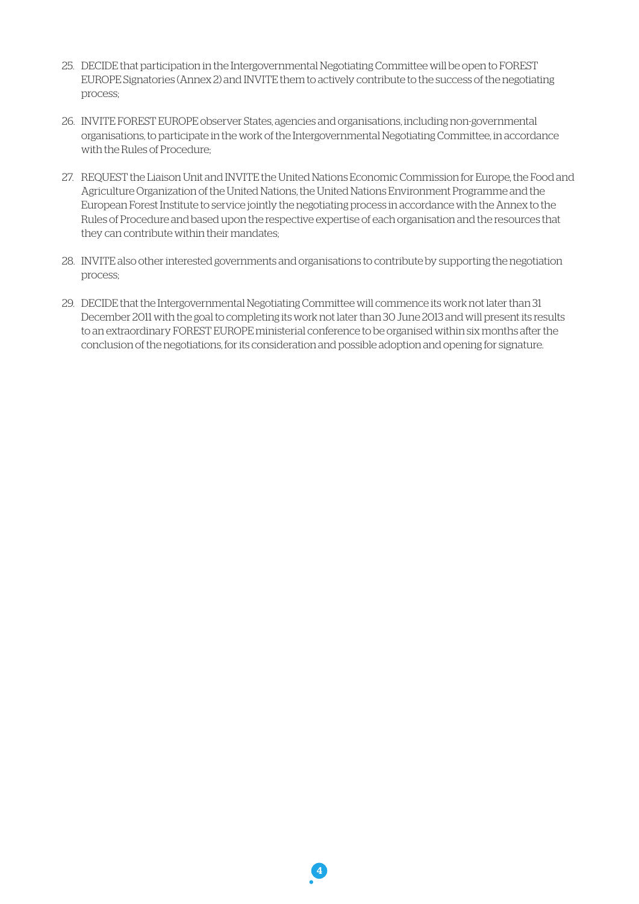25. DECIDE that participation in the Intergovernmental Negotiating Committee will be open to FOREST EUROPE Signatories (Annex 2) and INVITE them to actively contribute to the success of the negotiating process;

26. INVITE FOREST EUROPE observer States, agencies and organisations, including non-governmental organisations, to participate in the work of the Intergovernmental Negotiating Committee, in accordance with the Rules of Procedure;

27. REQUEST the Liaison Unit and INVITE the United Nations Economic Commission for Europe, the Food and Agriculture Organization of the United Nations, the United Nations Environment Programme and the European Forest Institute to service jointly the negotiating process in accordance with the Annex to the Rules of Procedure and based upon the respective expertise of each organisation and the resources that they can contribute within their mandates;

28. INVITE also other interested governments and organisations to contribute by supporting the negotiation process;

29. DECIDE that the Intergovernmental Negotiating Committee will commence its work not later than 31 December 2011 with the goal to completing its work not later than 30 June 2013 and will present its results to an extraordinary FOREST EUROPE ministerial conference to be organised within six months after the conclusion of the negotiations, for its consideration and possible adoption and opening for signature.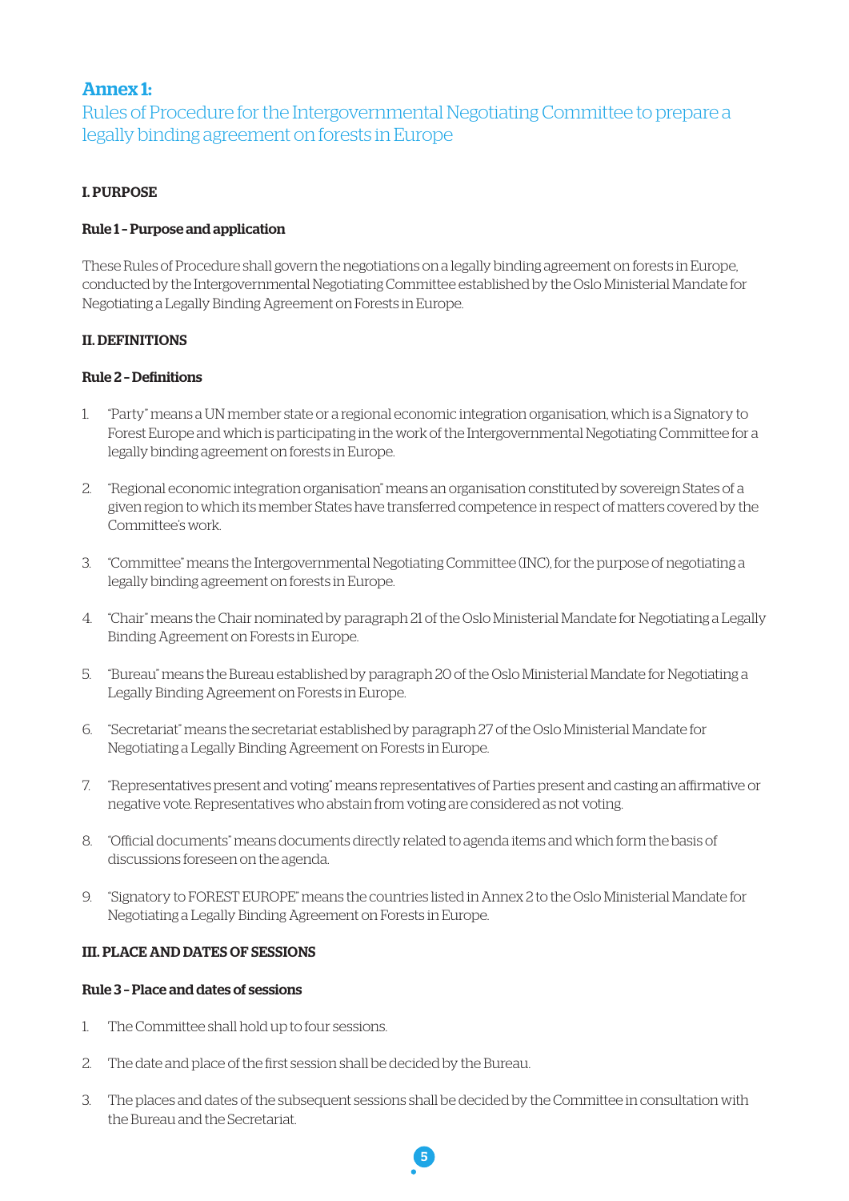# Annex 1:

Rules of Procedure for the Intergovernmental Negotiating Committee to prepare a legally binding agreement on forests in Europe

## I. PURPOSE

### Rule 1 – Purpose and application

These Rules of Procedure shall govern the negotiations on a legally binding agreement on forests in Europe, conducted by the Intergovernmental Negotiating Committee established by the Oslo Ministerial Mandate for Negotiating a Legally Binding Agreement on Forests in Europe.

## II. DEFINITIONS

### Rule 2 – Definitions

1. "Party" means a UN member state or a regional economic integration organisation, which is a Signatory to Forest Europe and which is participating in the work of the Intergovernmental Negotiating Committee for a legally binding agreement on forests in Europe.
2. "Regional economic integration organisation" means an organisation constituted by sovereign States of a given region to which its member States have transferred competence in respect of matters covered by the Committee's work.
3. "Committee" means the Intergovernmental Negotiating Committee (INC), for the purpose of negotiating a legally binding agreement on forests in Europe.
4. "Chair" means the Chair nominated by paragraph 21 of the Oslo Ministerial Mandate for Negotiating a Legally Binding Agreement on Forests in Europe.
5. "Bureau" means the Bureau established by paragraph 20 of the Oslo Ministerial Mandate for Negotiating a Legally Binding Agreement on Forests in Europe.
6. "Secretariat" means the secretariat established by paragraph 27 of the Oslo Ministerial Mandate for Negotiating a Legally Binding Agreement on Forests in Europe.
7. "Representatives present and voting" means representatives of Parties present and casting an affirmative or negative vote. Representatives who abstain from voting are considered as not voting.
8. "Official documents" means documents directly related to agenda items and which form the basis of discussions foreseen on the agenda.
9. "Signatory to FOREST EUROPE" means the countries listed in Annex 2 to the Oslo Ministerial Mandate for Negotiating a Legally Binding Agreement on Forests in Europe.

## III. PLACE AND DATES OF SESSIONS

### Rule 3 – Place and dates of sessions

1. The Committee shall hold up to four sessions.
2. The date and place of the first session shall be decided by the Bureau.
3. The places and dates of the subsequent sessions shall be decided by the Committee in consultation with the Bureau and the Secretariat.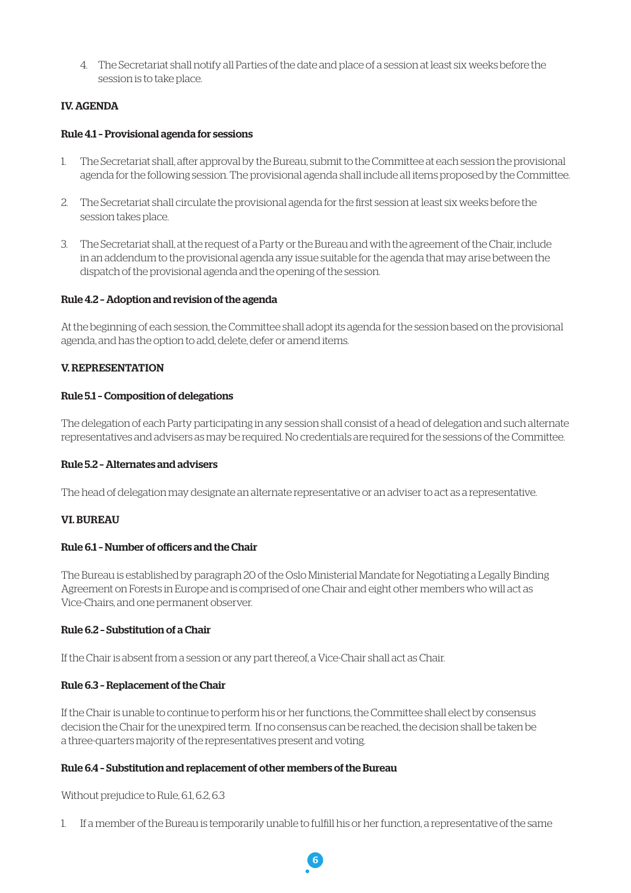4. The Secretariat shall notify all Parties of the date and place of a session at least six weeks before the session is to take place.

### IV. AGENDA

#### Rule 4.1 - Provisional agenda for sessions

1. The Secretariat shall, after approval by the Bureau, submit to the Committee at each session the provisional agenda for the following session. The provisional agenda shall include all items proposed by the Committee.
2. The Secretariat shall circulate the provisional agenda for the first session at least six weeks before the session takes place.
3. The Secretariat shall, at the request of a Party or the Bureau and with the agreement of the Chair, include in an addendum to the provisional agenda any issue suitable for the agenda that may arise between the dispatch of the provisional agenda and the opening of the session.

#### Rule 4.2 - Adoption and revision of the agenda

At the beginning of each session, the Committee shall adopt its agenda for the session based on the provisional agenda, and has the option to add, delete, defer or amend items.

### V. REPRESENTATION

#### Rule 5.1 - Composition of delegations

The delegation of each Party participating in any session shall consist of a head of delegation and such alternate representatives and advisers as may be required. No credentials are required for the sessions of the Committee.

#### Rule 5.2 - Alternates and advisers

The head of delegation may designate an alternate representative or an adviser to act as a representative.

### VI. BUREAU

#### Rule 6.1 - Number of officers and the Chair

The Bureau is established by paragraph 20 of the Oslo Ministerial Mandate for Negotiating a Legally Binding Agreement on Forests in Europe and is comprised of one Chair and eight other members who will act as Vice-Chairs, and one permanent observer.

#### Rule 6.2 - Substitution of a Chair

If the Chair is absent from a session or any part thereof, a Vice-Chair shall act as Chair.

#### Rule 6.3 - Replacement of the Chair

If the Chair is unable to continue to perform his or her functions, the Committee shall elect by consensus decision the Chair for the unexpired term. If no consensus can be reached, the decision shall be taken be a three-quarters majority of the representatives present and voting.

#### Rule 6.4 - Substitution and replacement of other members of the Bureau

Without prejudice to Rule, 6.1, 6.2, 6.3

1. If a member of the Bureau is temporarily unable to fulfill his or her function, a representative of the same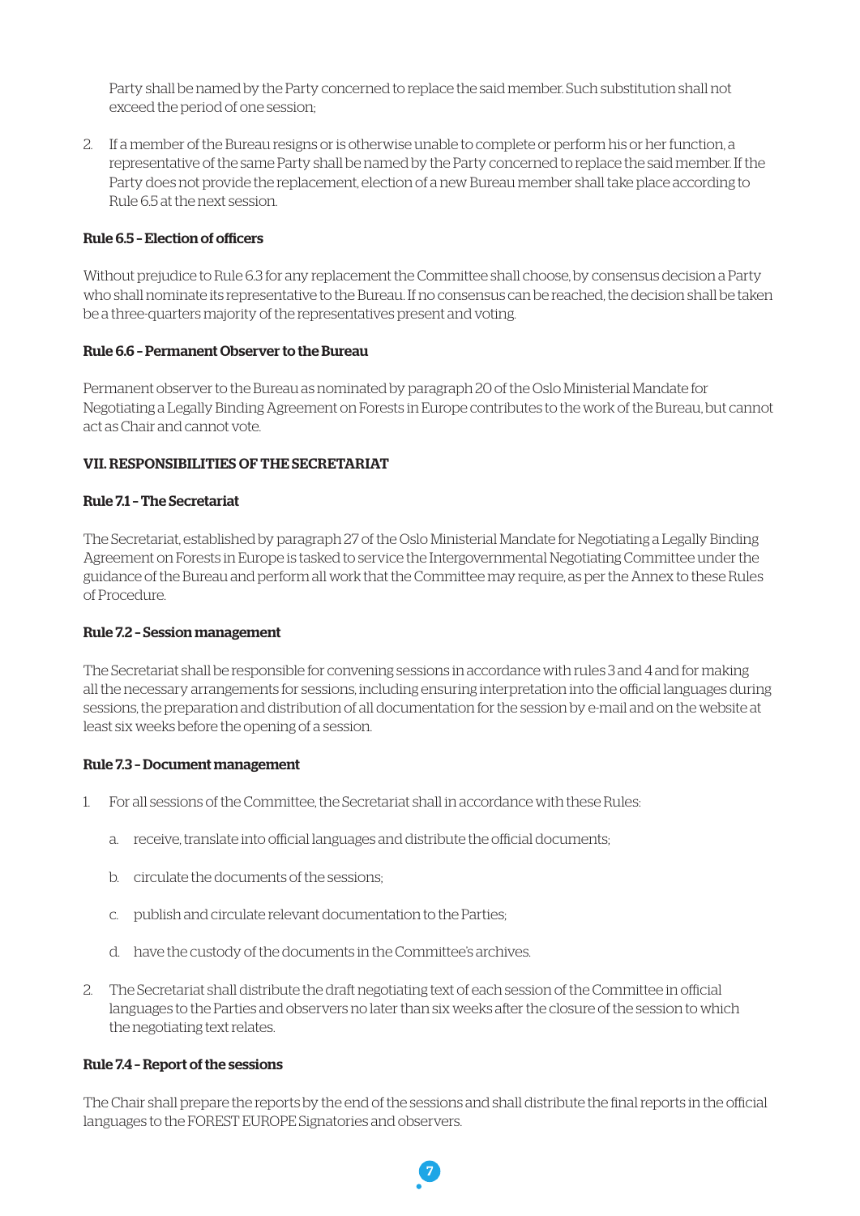Party shall be named by the Party concerned to replace the said member. Such substitution shall not exceed the period of one session;

2. If a member of the Bureau resigns or is otherwise unable to complete or perform his or her function, a representative of the same Party shall be named by the Party concerned to replace the said member. If the Party does not provide the replacement, election of a new Bureau member shall take place according to Rule 6.5 at the next session.

**Rule 6.5 - Election of officers**

Without prejudice to Rule 6.3 for any replacement the Committee shall choose, by consensus decision a Party who shall nominate its representative to the Bureau. If no consensus can be reached, the decision shall be taken be a three-quarters majority of the representatives present and voting.

**Rule 6.6 - Permanent Observer to the Bureau**

Permanent observer to the Bureau as nominated by paragraph 20 of the Oslo Ministerial Mandate for Negotiating a Legally Binding Agreement on Forests in Europe contributes to the work of the Bureau, but cannot act as Chair and cannot vote.

## VII. RESPONSIBILITIES OF THE SECRETARIAT

**Rule 7.1 - The Secretariat**

The Secretariat, established by paragraph 27 of the Oslo Ministerial Mandate for Negotiating a Legally Binding Agreement on Forests in Europe is tasked to service the Intergovernmental Negotiating Committee under the guidance of the Bureau and perform all work that the Committee may require, as per the Annex to these Rules of Procedure.

**Rule 7.2 - Session management**

The Secretariat shall be responsible for convening sessions in accordance with rules 3 and 4 and for making all the necessary arrangements for sessions, including ensuring interpretation into the official languages during sessions, the preparation and distribution of all documentation for the session by e-mail and on the website at least six weeks before the opening of a session.

**Rule 7.3 - Document management**

1. For all sessions of the Committee, the Secretariat shall in accordance with these Rules:
   a. receive, translate into official languages and distribute the official documents;
   b. circulate the documents of the sessions;
   c. publish and circulate relevant documentation to the Parties;
   d. have the custody of the documents in the Committee's archives.
2. The Secretariat shall distribute the draft negotiating text of each session of the Committee in official languages to the Parties and observers no later than six weeks after the closure of the session to which the negotiating text relates.

**Rule 7.4 - Report of the sessions**

The Chair shall prepare the reports by the end of the sessions and shall distribute the final reports in the official languages to the FOREST EUROPE Signatories and observers.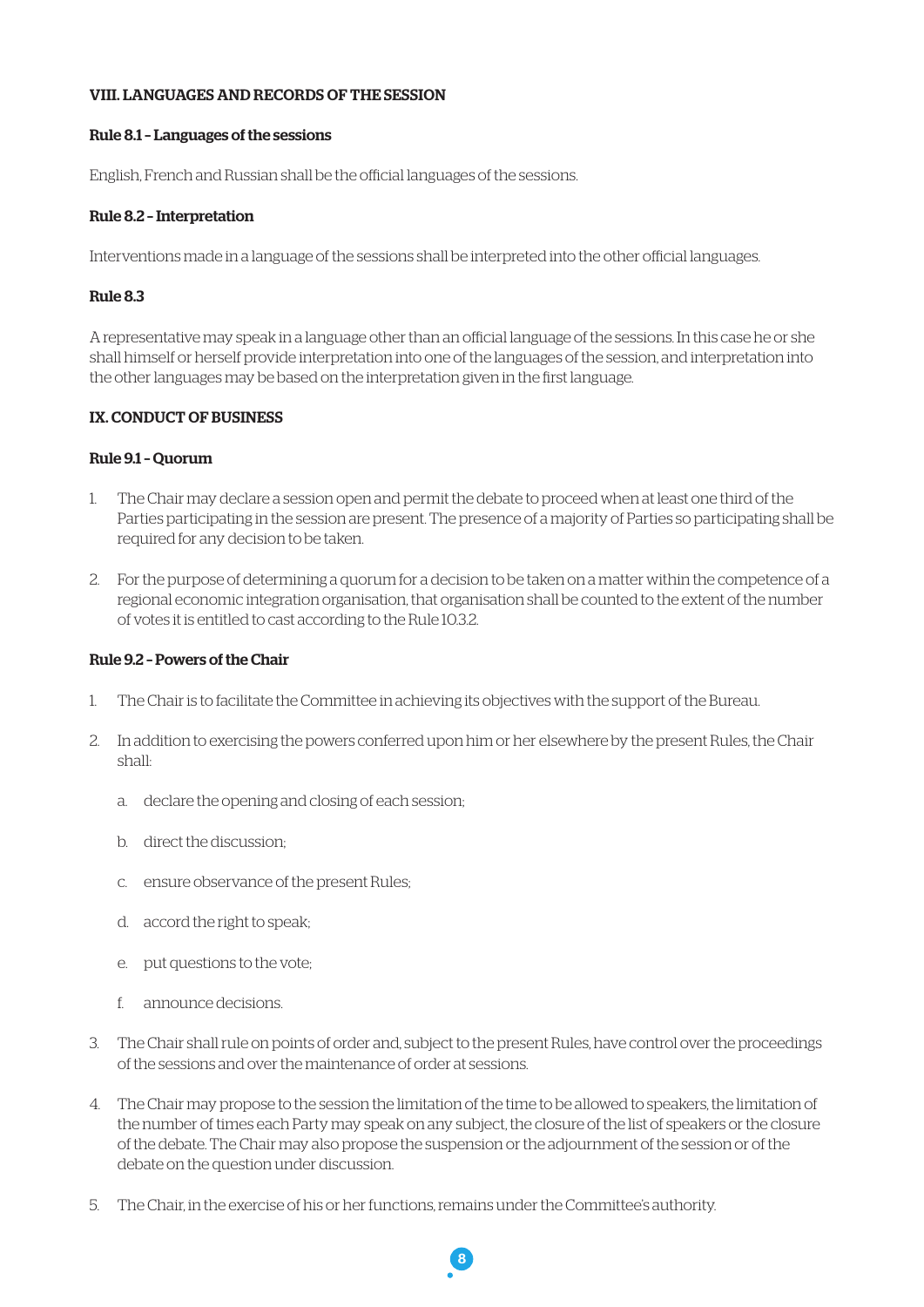## VIII. LANGUAGES AND RECORDS OF THE SESSION

### Rule 8.1 – Languages of the sessions

English, French and Russian shall be the official languages of the sessions.

### Rule 8.2 – Interpretation

Interventions made in a language of the sessions shall be interpreted into the other official languages.

### Rule 8.3

A representative may speak in a language other than an official language of the sessions. In this case he or she shall himself or herself provide interpretation into one of the languages of the session, and interpretation into the other languages may be based on the interpretation given in the first language.

## IX. CONDUCT OF BUSINESS

### Rule 9.1 – Quorum

1. The Chair may declare a session open and permit the debate to proceed when at least one third of the Parties participating in the session are present. The presence of a majority of Parties so participating shall be required for any decision to be taken.

2. For the purpose of determining a quorum for a decision to be taken on a matter within the competence of a regional economic integration organisation, that organisation shall be counted to the extent of the number of votes it is entitled to cast according to the Rule 10.3.2.

### Rule 9.2 – Powers of the Chair

1. The Chair is to facilitate the Committee in achieving its objectives with the support of the Bureau.

2. In addition to exercising the powers conferred upon him or her elsewhere by the present Rules, the Chair shall:

   a. declare the opening and closing of each session;

   b. direct the discussion;

   c. ensure observance of the present Rules;

   d. accord the right to speak;

   e. put questions to the vote;

   f. announce decisions.

3. The Chair shall rule on points of order and, subject to the present Rules, have control over the proceedings of the sessions and over the maintenance of order at sessions.

4. The Chair may propose to the session the limitation of the time to be allowed to speakers, the limitation of the number of times each Party may speak on any subject, the closure of the list of speakers or the closure of the debate. The Chair may also propose the suspension or the adjournment of the session or of the debate on the question under discussion.

5. The Chair, in the exercise of his or her functions, remains under the Committee's authority.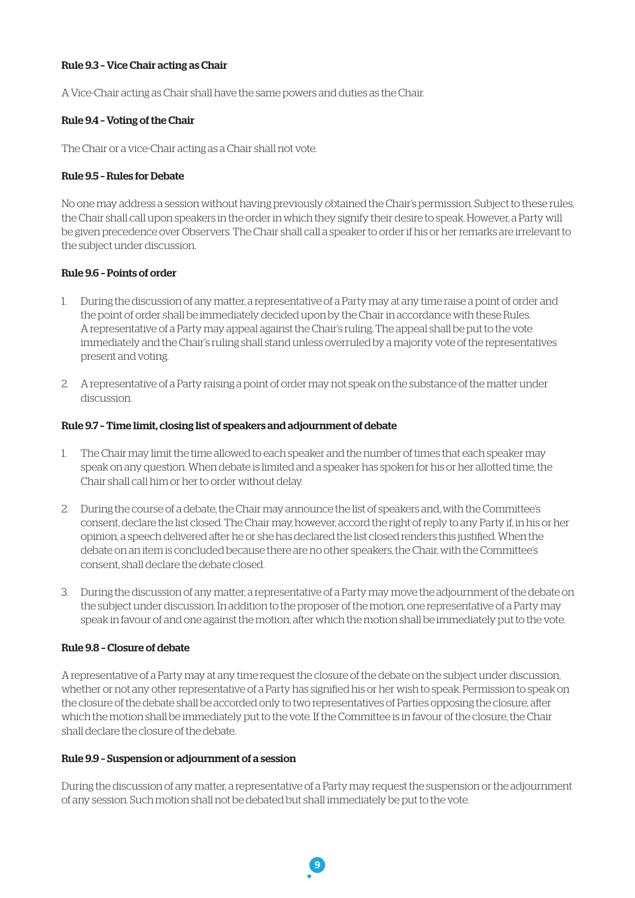#### Rule 9.3 – Vice Chair acting as Chair

A Vice-Chair acting as Chair shall have the same powers and duties as the Chair.

#### Rule 9.4 – Voting of the Chair

The Chair or a vice-Chair acting as a Chair shall not vote.

#### Rule 9.5 – Rules for Debate

No one may address a session without having previously obtained the Chair's permission. Subject to these rules, the Chair shall call upon speakers in the order in which they signify their desire to speak. However, a Party will be given precedence over Observers. The Chair shall call a speaker to order if his or her remarks are irrelevant to the subject under discussion.

#### Rule 9.6 – Points of order

1. During the discussion of any matter, a representative of a Party may at any time raise a point of order and the point of order shall be immediately decided upon by the Chair in accordance with these Rules. A representative of a Party may appeal against the Chair's ruling. The appeal shall be put to the vote immediately and the Chair's ruling shall stand unless overruled by a majority vote of the representatives present and voting.

2. A representative of a Party raising a point of order may not speak on the substance of the matter under discussion.

#### Rule 9.7 – Time limit, closing list of speakers and adjournment of debate

1. The Chair may limit the time allowed to each speaker and the number of times that each speaker may speak on any question. When debate is limited and a speaker has spoken for his or her allotted time, the Chair shall call him or her to order without delay.

2. During the course of a debate, the Chair may announce the list of speakers and, with the Committee's consent, declare the list closed. The Chair may, however, accord the right of reply to any Party if, in his or her opinion, a speech delivered after he or she has declared the list closed renders this justified. When the debate on an item is concluded because there are no other speakers, the Chair, with the Committee's consent, shall declare the debate closed.

3. During the discussion of any matter, a representative of a Party may move the adjournment of the debate on the subject under discussion. In addition to the proposer of the motion, one representative of a Party may speak in favour of and one against the motion, after which the motion shall be immediately put to the vote.

#### Rule 9.8 – Closure of debate

A representative of a Party may at any time request the closure of the debate on the subject under discussion, whether or not any other representative of a Party has signified his or her wish to speak. Permission to speak on the closure of the debate shall be accorded only to two representatives of Parties opposing the closure, after which the motion shall be immediately put to the vote. If the Committee is in favour of the closure, the Chair shall declare the closure of the debate.

#### Rule 9.9 – Suspension or adjournment of a session

During the discussion of any matter, a representative of a Party may request the suspension or the adjournment of any session. Such motion shall not be debated but shall immediately be put to the vote.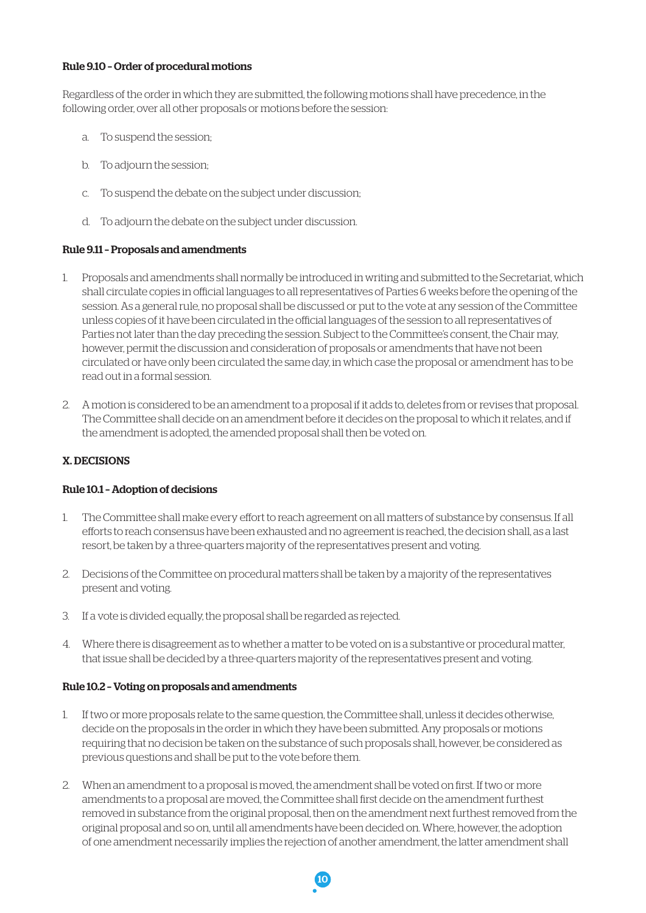### Rule 9.10 – Order of procedural motions

Regardless of the order in which they are submitted, the following motions shall have precedence, in the following order, over all other proposals or motions before the session:

a. To suspend the session;

b. To adjourn the session;

c. To suspend the debate on the subject under discussion;

d. To adjourn the debate on the subject under discussion.

### Rule 9.11 – Proposals and amendments

1. Proposals and amendments shall normally be introduced in writing and submitted to the Secretariat, which shall circulate copies in official languages to all representatives of Parties 6 weeks before the opening of the session. As a general rule, no proposal shall be discussed or put to the vote at any session of the Committee unless copies of it have been circulated in the official languages of the session to all representatives of Parties not later than the day preceding the session. Subject to the Committee's consent, the Chair may, however, permit the discussion and consideration of proposals or amendments that have not been circulated or have only been circulated the same day, in which case the proposal or amendment has to be read out in a formal session.

2. A motion is considered to be an amendment to a proposal if it adds to, deletes from or revises that proposal. The Committee shall decide on an amendment before it decides on the proposal to which it relates, and if the amendment is adopted, the amended proposal shall then be voted on.

## X. DECISIONS

### Rule 10.1 – Adoption of decisions

1. The Committee shall make every effort to reach agreement on all matters of substance by consensus. If all efforts to reach consensus have been exhausted and no agreement is reached, the decision shall, as a last resort, be taken by a three-quarters majority of the representatives present and voting.

2. Decisions of the Committee on procedural matters shall be taken by a majority of the representatives present and voting.

3. If a vote is divided equally, the proposal shall be regarded as rejected.

4. Where there is disagreement as to whether a matter to be voted on is a substantive or procedural matter, that issue shall be decided by a three-quarters majority of the representatives present and voting.

### Rule 10.2 – Voting on proposals and amendments

1. If two or more proposals relate to the same question, the Committee shall, unless it decides otherwise, decide on the proposals in the order in which they have been submitted. Any proposals or motions requiring that no decision be taken on the substance of such proposals shall, however, be considered as previous questions and shall be put to the vote before them.

2. When an amendment to a proposal is moved, the amendment shall be voted on first. If two or more amendments to a proposal are moved, the Committee shall first decide on the amendment furthest removed in substance from the original proposal, then on the amendment next furthest removed from the original proposal and so on, until all amendments have been decided on. Where, however, the adoption of one amendment necessarily implies the rejection of another amendment, the latter amendment shall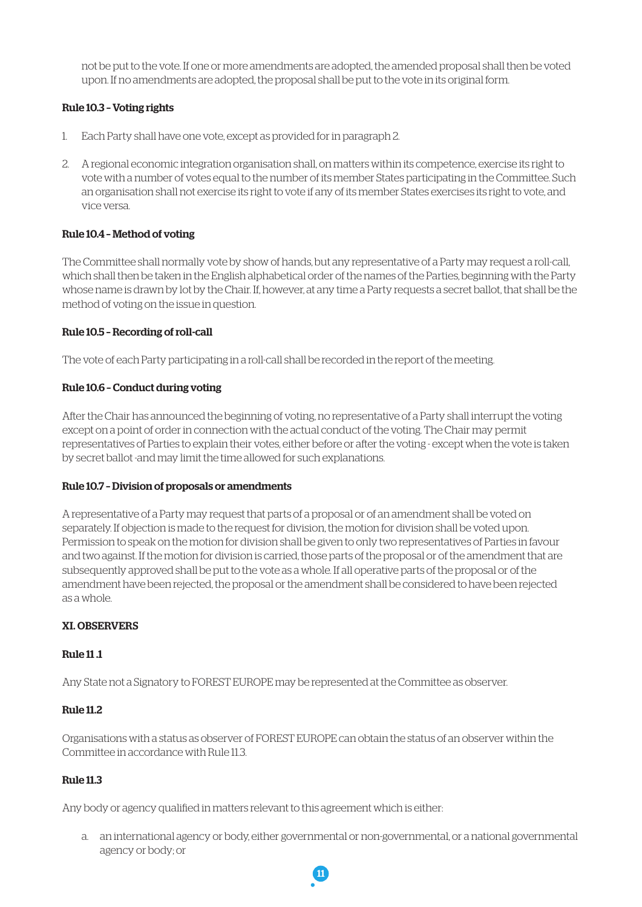not be put to the vote. If one or more amendments are adopted, the amended proposal shall then be voted upon. If no amendments are adopted, the proposal shall be put to the vote in its original form.

**Rule 10.3 – Voting rights**

1. Each Party shall have one vote, except as provided for in paragraph 2.
2. A regional economic integration organisation shall, on matters within its competence, exercise its right to vote with a number of votes equal to the number of its member States participating in the Committee. Such an organisation shall not exercise its right to vote if any of its member States exercises its right to vote, and vice versa.

**Rule 10.4 – Method of voting**

The Committee shall normally vote by show of hands, but any representative of a Party may request a roll-call, which shall then be taken in the English alphabetical order of the names of the Parties, beginning with the Party whose name is drawn by lot by the Chair. If, however, at any time a Party requests a secret ballot, that shall be the method of voting on the issue in question.

**Rule 10.5 – Recording of roll-call**

The vote of each Party participating in a roll-call shall be recorded in the report of the meeting.

**Rule 10.6 – Conduct during voting**

After the Chair has announced the beginning of voting, no representative of a Party shall interrupt the voting except on a point of order in connection with the actual conduct of the voting. The Chair may permit representatives of Parties to explain their votes, either before or after the voting - except when the vote is taken by secret ballot -and may limit the time allowed for such explanations.

**Rule 10.7 – Division of proposals or amendments**

A representative of a Party may request that parts of a proposal or of an amendment shall be voted on separately. If objection is made to the request for division, the motion for division shall be voted upon. Permission to speak on the motion for division shall be given to only two representatives of Parties in favour and two against. If the motion for division is carried, those parts of the proposal or of the amendment that are subsequently approved shall be put to the vote as a whole. If all operative parts of the proposal or of the amendment have been rejected, the proposal or the amendment shall be considered to have been rejected as a whole.

## XI. OBSERVERS

**Rule 11 .1**

Any State not a Signatory to FOREST EUROPE may be represented at the Committee as observer.

**Rule 11.2**

Organisations with a status as observer of FOREST EUROPE can obtain the status of an observer within the Committee in accordance with Rule 11.3.

**Rule 11.3**

Any body or agency qualified in matters relevant to this agreement which is either:

a. an international agency or body, either governmental or non-governmental, or a national governmental agency or body; or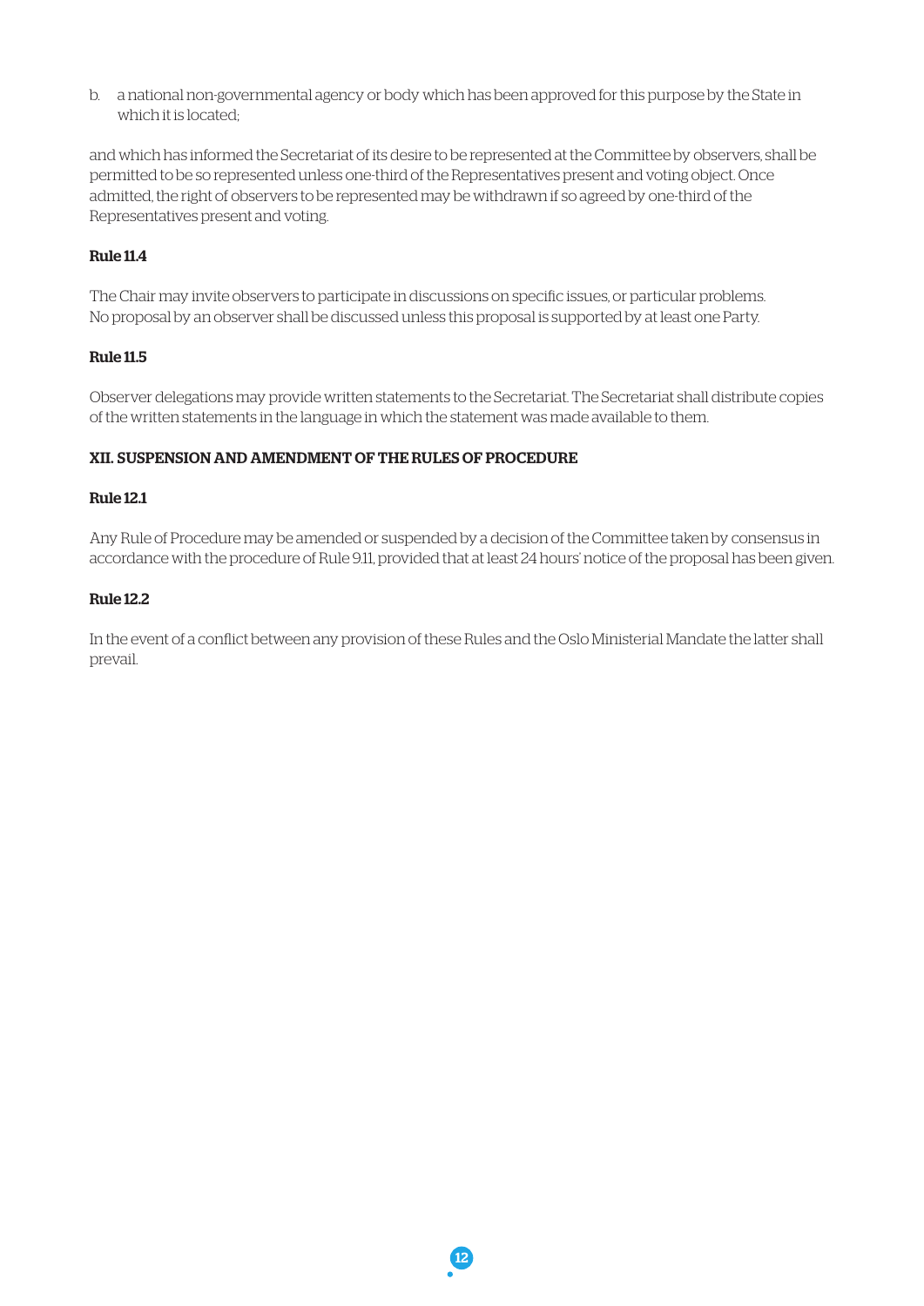b. a national non-governmental agency or body which has been approved for this purpose by the State in which it is located;

and which has informed the Secretariat of its desire to be represented at the Committee by observers, shall be permitted to be so represented unless one-third of the Representatives present and voting object. Once admitted, the right of observers to be represented may be withdrawn if so agreed by one-third of the Representatives present and voting.

**Rule 11.4**

The Chair may invite observers to participate in discussions on specific issues, or particular problems. No proposal by an observer shall be discussed unless this proposal is supported by at least one Party.

**Rule 11.5**

Observer delegations may provide written statements to the Secretariat. The Secretariat shall distribute copies of the written statements in the language in which the statement was made available to them.

## XII. SUSPENSION AND AMENDMENT OF THE RULES OF PROCEDURE

**Rule 12.1**

Any Rule of Procedure may be amended or suspended by a decision of the Committee taken by consensus in accordance with the procedure of Rule 9.11, provided that at least 24 hours' notice of the proposal has been given.

**Rule 12.2**

In the event of a conflict between any provision of these Rules and the Oslo Ministerial Mandate the latter shall prevail.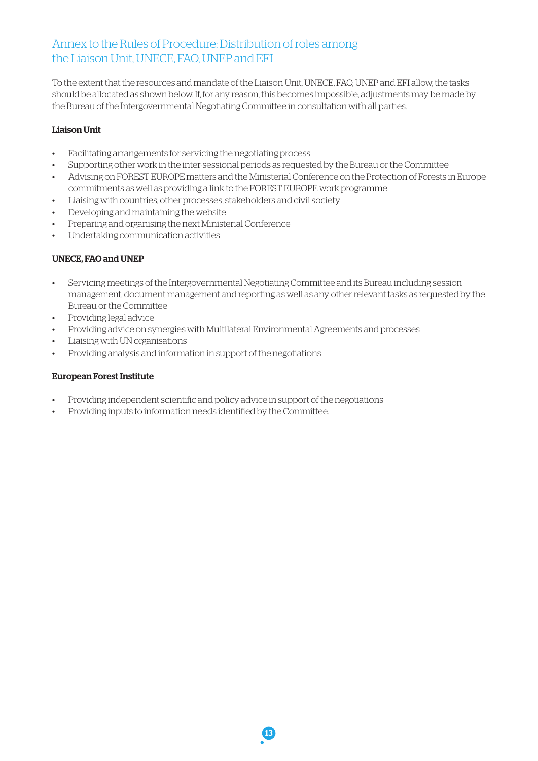## Annex to the Rules of Procedure: Distribution of roles among the Liaison Unit, UNECE, FAO, UNEP and EFI

To the extent that the resources and mandate of the Liaison Unit, UNECE, FAO, UNEP and EFI allow, the tasks should be allocated as shown below. If, for any reason, this becomes impossible, adjustments may be made by the Bureau of the Intergovernmental Negotiating Committee in consultation with all parties.

**Liaison Unit**

- Facilitating arrangements for servicing the negotiating process
- Supporting other work in the inter-sessional periods as requested by the Bureau or the Committee
- Advising on FOREST EUROPE matters and the Ministerial Conference on the Protection of Forests in Europe commitments as well as providing a link to the FOREST EUROPE work programme
- Liaising with countries, other processes, stakeholders and civil society
- Developing and maintaining the website
- Preparing and organising the next Ministerial Conference
- Undertaking communication activities

**UNECE, FAO and UNEP**

- Servicing meetings of the Intergovernmental Negotiating Committee and its Bureau including session management, document management and reporting as well as any other relevant tasks as requested by the Bureau or the Committee
- Providing legal advice
- Providing advice on synergies with Multilateral Environmental Agreements and processes
- Liaising with UN organisations
- Providing analysis and information in support of the negotiations

**European Forest Institute**

- Providing independent scientific and policy advice in support of the negotiations
- Providing inputs to information needs identified by the Committee.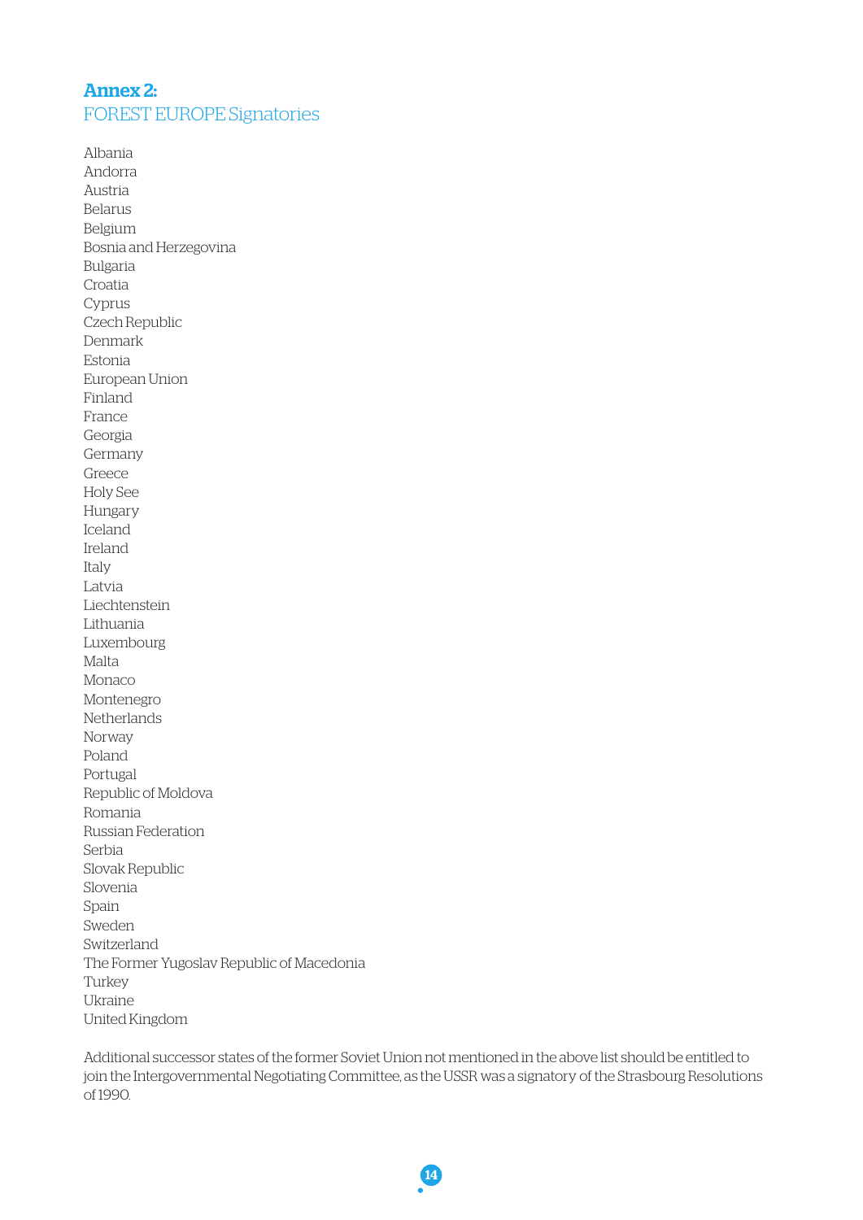## Annex 2:
FOREST EUROPE Signatories

Albania
Andorra
Austria
Belarus
Belgium
Bosnia and Herzegovina
Bulgaria
Croatia
Cyprus
Czech Republic
Denmark
Estonia
European Union
Finland
France
Georgia
Germany
Greece
Holy See
Hungary
Iceland
Ireland
Italy
Latvia
Liechtenstein
Lithuania
Luxembourg
Malta
Monaco
Montenegro
Netherlands
Norway
Poland
Portugal
Republic of Moldova
Romania
Russian Federation
Serbia
Slovak Republic
Slovenia
Spain
Sweden
Switzerland
The Former Yugoslav Republic of Macedonia
Turkey
Ukraine
United Kingdom

Additional successor states of the former Soviet Union not mentioned in the above list should be entitled to join the Intergovernmental Negotiating Committee, as the USSR was a signatory of the Strasbourg Resolutions of 1990.